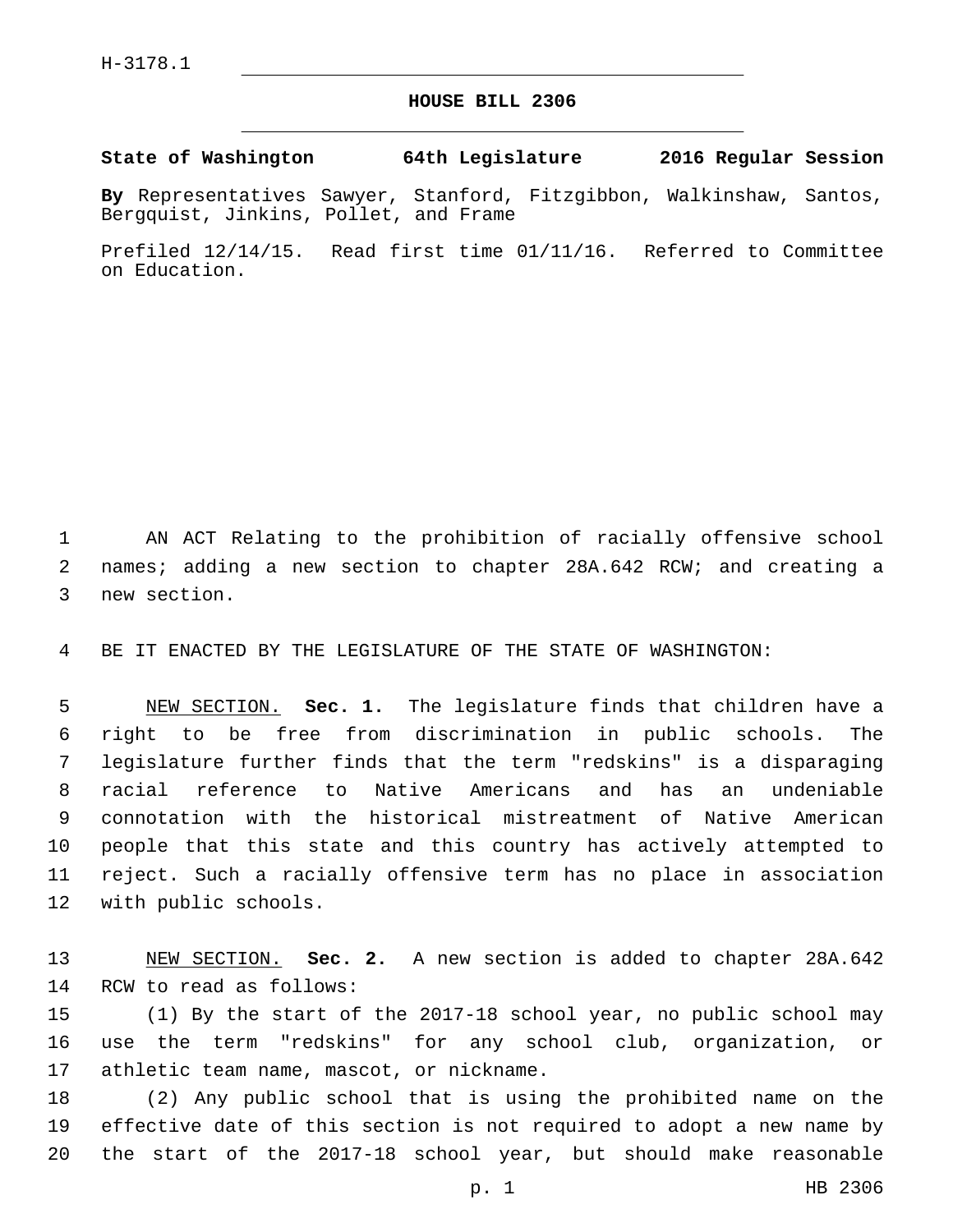H-3178.1

# HOUSE BILL 2306

**State of Washington 64th Legislature 2016 Regular Session**

**By** Representatives Sawyer, Stanford, Fitzgibbon, Walkinshaw, Santos, Bergquist, Jinkins, Pollet, and Frame

Prefiled 12/14/15. Read first time 01/11/16. Referred to Committee on Education.

AN ACT Relating to the prohibition of racially offensive school names; adding a new section to chapter 28A.642 RCW; and creating a new section.

BE IT ENACTED BY THE LEGISLATURE OF THE STATE OF WASHINGTON:

NEW SECTION. **Sec. 1.** The legislature finds that children have a right to be free from discrimination in public schools. The legislature further finds that the term "redskins" is a disparaging racial reference to Native Americans and has an undeniable connotation with the historical mistreatment of Native American people that this state and this country has actively attempted to reject. Such a racially offensive term has no place in association with public schools.

NEW SECTION. **Sec. 2.** A new section is added to chapter 28A.642 RCW to read as follows:

(1) By the start of the 2017-18 school year, no public school may use the term "redskins" for any school club, organization, or athletic team name, mascot, or nickname.

(2) Any public school that is using the prohibited name on the effective date of this section is not required to adopt a new name by the start of the 2017-18 school year, but should make reasonable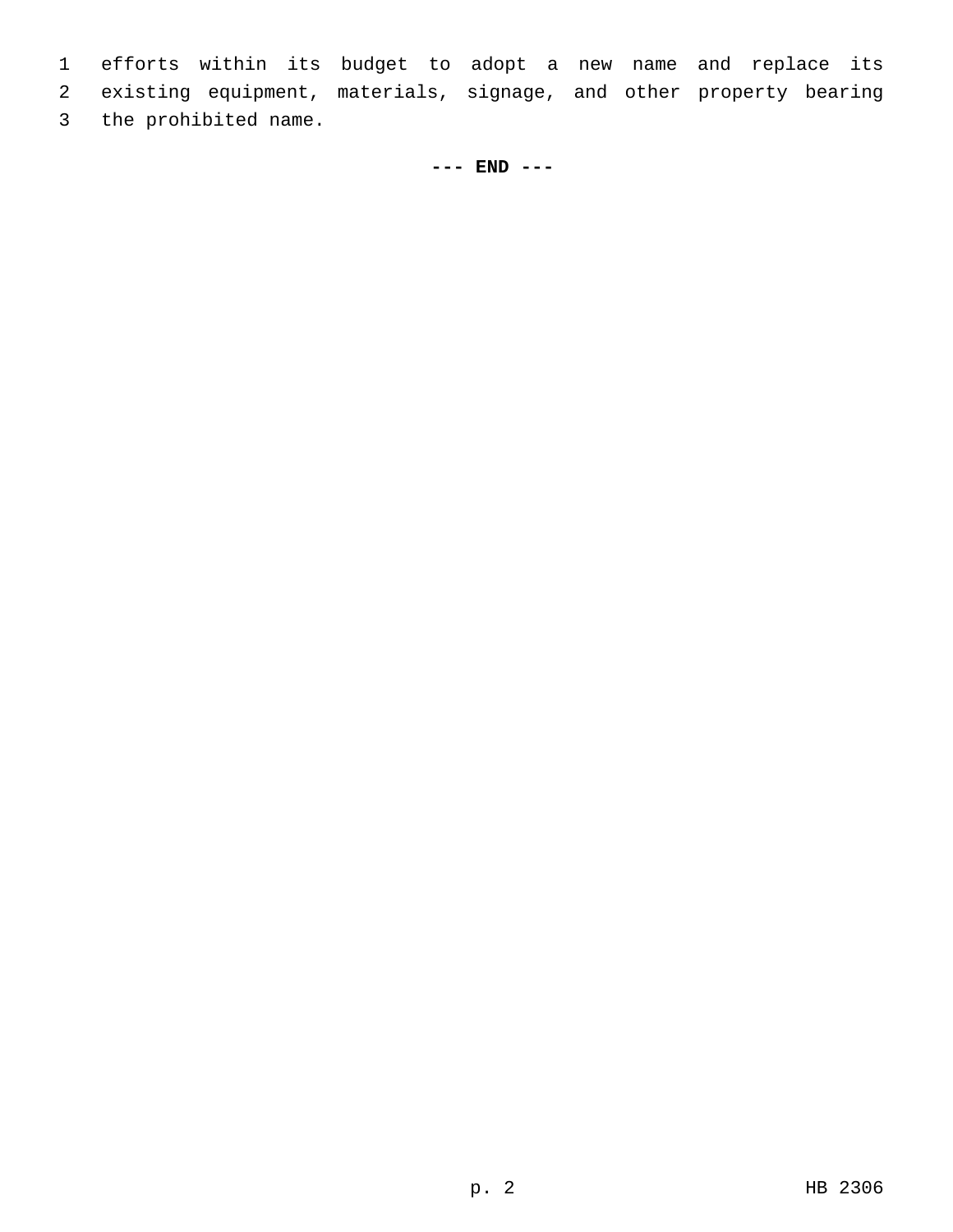efforts within its budget to adopt a new name and replace its existing equipment, materials, signage, and other property bearing the prohibited name.

**--- END ---**